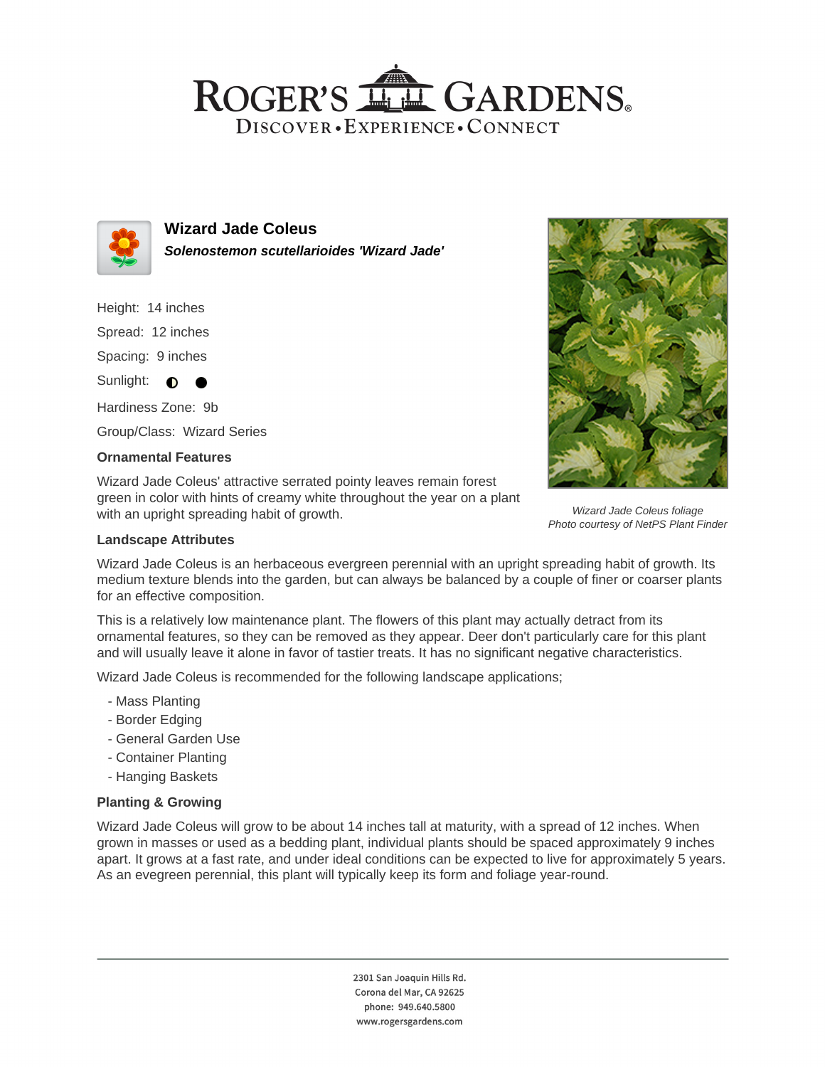# Wizard Jade Coleus

***Solenostemon scutellarioides 'Wizard Jade'***

Height: 14 inches

Spread: 12 inches

Spacing: 9 inches

Sunlight: ◐ ●

Hardiness Zone: 9b

Group/Class: Wizard Series

### Ornamental Features

Wizard Jade Coleus' attractive serrated pointy leaves remain forest green in color with hints of creamy white throughout the year on a plant with an upright spreading habit of growth.

*Wizard Jade Coleus foliage*
*Photo courtesy of NetPS Plant Finder*

### Landscape Attributes

Wizard Jade Coleus is an herbaceous evergreen perennial with an upright spreading habit of growth. Its medium texture blends into the garden, but can always be balanced by a couple of finer or coarser plants for an effective composition.

This is a relatively low maintenance plant. The flowers of this plant may actually detract from its ornamental features, so they can be removed as they appear. Deer don't particularly care for this plant and will usually leave it alone in favor of tastier treats. It has no significant negative characteristics.

Wizard Jade Coleus is recommended for the following landscape applications;

- Mass Planting
- Border Edging
- General Garden Use
- Container Planting
- Hanging Baskets

### Planting & Growing

Wizard Jade Coleus will grow to be about 14 inches tall at maturity, with a spread of 12 inches. When grown in masses or used as a bedding plant, individual plants should be spaced approximately 9 inches apart. It grows at a fast rate, and under ideal conditions can be expected to live for approximately 5 years. As an evegreen perennial, this plant will typically keep its form and foliage year-round.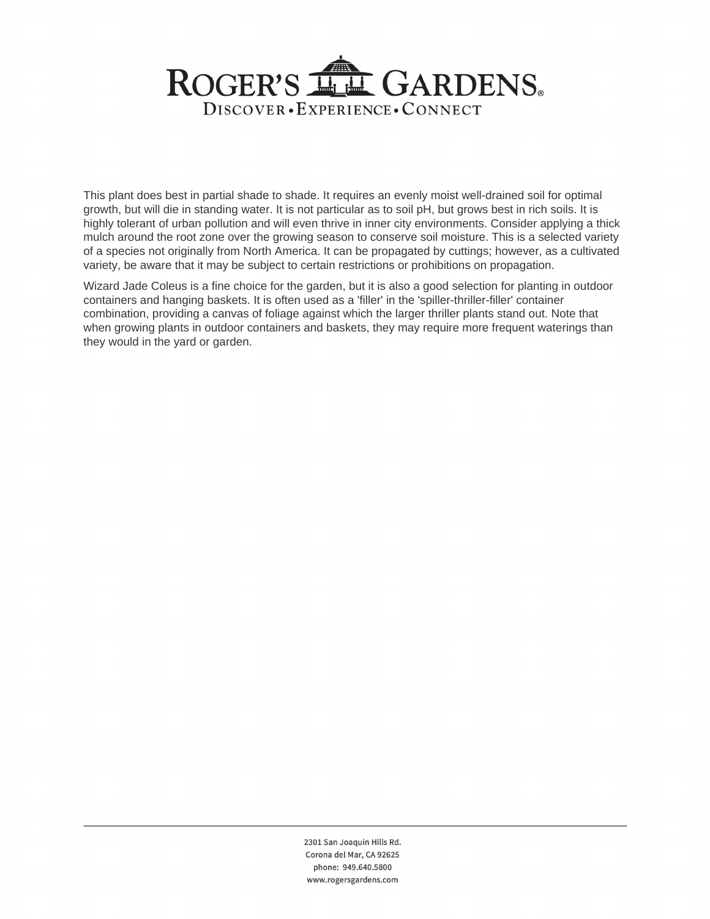This plant does best in partial shade to shade. It requires an evenly moist well-drained soil for optimal growth, but will die in standing water. It is not particular as to soil pH, but grows best in rich soils. It is highly tolerant of urban pollution and will even thrive in inner city environments. Consider applying a thick mulch around the root zone over the growing season to conserve soil moisture. This is a selected variety of a species not originally from North America. It can be propagated by cuttings; however, as a cultivated variety, be aware that it may be subject to certain restrictions or prohibitions on propagation.

Wizard Jade Coleus is a fine choice for the garden, but it is also a good selection for planting in outdoor containers and hanging baskets. It is often used as a 'filler' in the 'spiller-thriller-filler' container combination, providing a canvas of foliage against which the larger thriller plants stand out. Note that when growing plants in outdoor containers and baskets, they may require more frequent waterings than they would in the yard or garden.